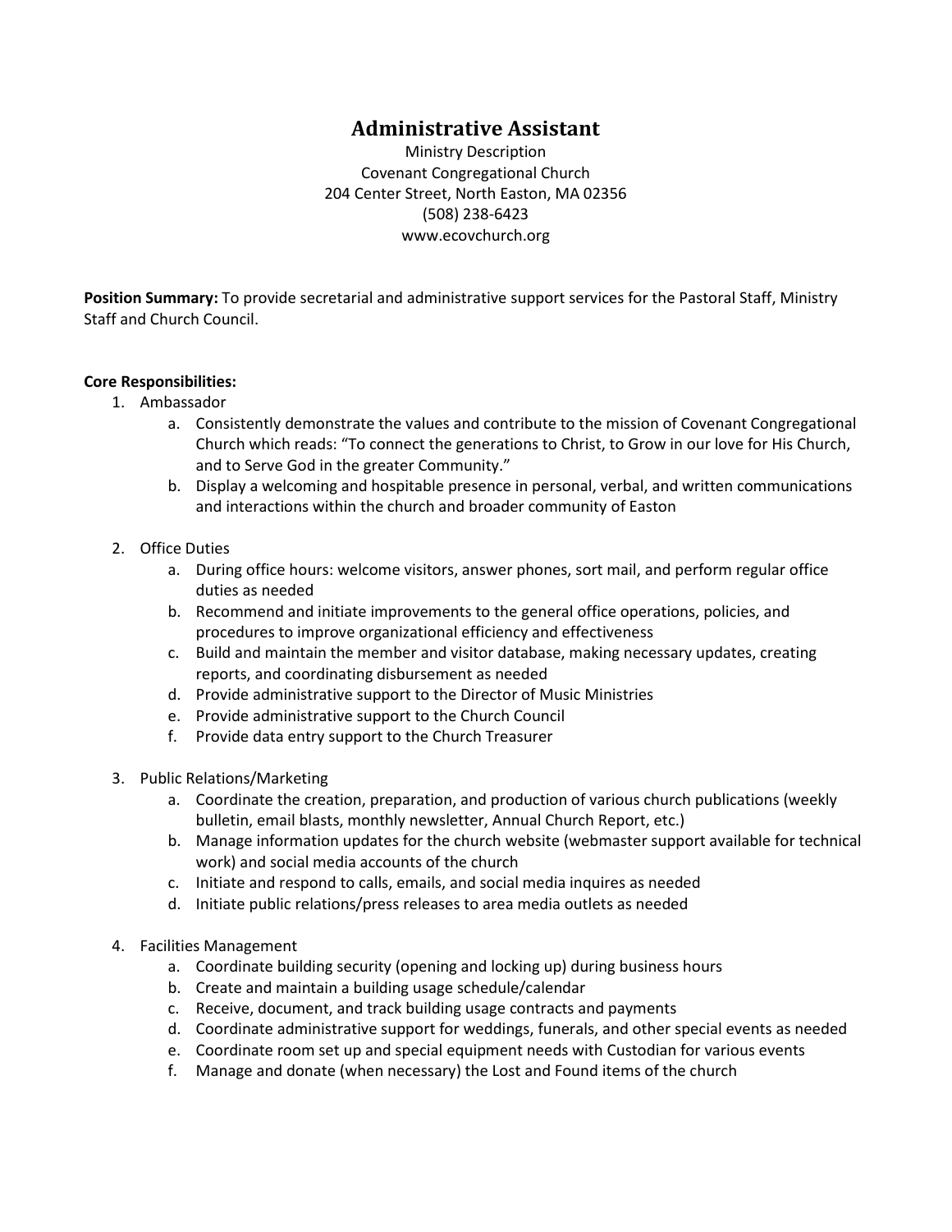# Administrative Assistant

Ministry Description
Covenant Congregational Church
204 Center Street, North Easton, MA 02356
(508) 238-6423
www.ecovchurch.org

**Position Summary:** To provide secretarial and administrative support services for the Pastoral Staff, Ministry Staff and Church Council.

**Core Responsibilities:**

1. Ambassador
   a. Consistently demonstrate the values and contribute to the mission of Covenant Congregational Church which reads: "To connect the generations to Christ, to Grow in our love for His Church, and to Serve God in the greater Community."
   b. Display a welcoming and hospitable presence in personal, verbal, and written communications and interactions within the church and broader community of Easton

2. Office Duties
   a. During office hours: welcome visitors, answer phones, sort mail, and perform regular office duties as needed
   b. Recommend and initiate improvements to the general office operations, policies, and procedures to improve organizational efficiency and effectiveness
   c. Build and maintain the member and visitor database, making necessary updates, creating reports, and coordinating disbursement as needed
   d. Provide administrative support to the Director of Music Ministries
   e. Provide administrative support to the Church Council
   f. Provide data entry support to the Church Treasurer

3. Public Relations/Marketing
   a. Coordinate the creation, preparation, and production of various church publications (weekly bulletin, email blasts, monthly newsletter, Annual Church Report, etc.)
   b. Manage information updates for the church website (webmaster support available for technical work) and social media accounts of the church
   c. Initiate and respond to calls, emails, and social media inquires as needed
   d. Initiate public relations/press releases to area media outlets as needed

4. Facilities Management
   a. Coordinate building security (opening and locking up) during business hours
   b. Create and maintain a building usage schedule/calendar
   c. Receive, document, and track building usage contracts and payments
   d. Coordinate administrative support for weddings, funerals, and other special events as needed
   e. Coordinate room set up and special equipment needs with Custodian for various events
   f. Manage and donate (when necessary) the Lost and Found items of the church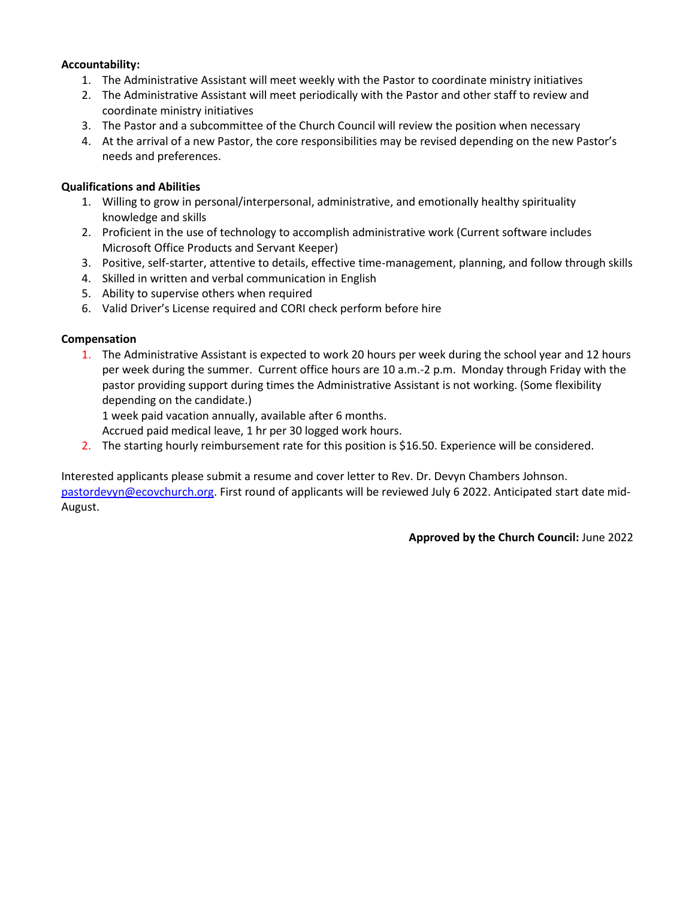**Accountability:**

1. The Administrative Assistant will meet weekly with the Pastor to coordinate ministry initiatives
2. The Administrative Assistant will meet periodically with the Pastor and other staff to review and coordinate ministry initiatives
3. The Pastor and a subcommittee of the Church Council will review the position when necessary
4. At the arrival of a new Pastor, the core responsibilities may be revised depending on the new Pastor's needs and preferences.

**Qualifications and Abilities**

1. Willing to grow in personal/interpersonal, administrative, and emotionally healthy spirituality knowledge and skills
2. Proficient in the use of technology to accomplish administrative work (Current software includes Microsoft Office Products and Servant Keeper)
3. Positive, self-starter, attentive to details, effective time-management, planning, and follow through skills
4. Skilled in written and verbal communication in English
5. Ability to supervise others when required
6. Valid Driver's License required and CORI check perform before hire

**Compensation**

1. The Administrative Assistant is expected to work 20 hours per week during the school year and 12 hours per week during the summer. Current office hours are 10 a.m.-2 p.m. Monday through Friday with the pastor providing support during times the Administrative Assistant is not working. (Some flexibility depending on the candidate.)
   1 week paid vacation annually, available after 6 months.
   Accrued paid medical leave, 1 hr per 30 logged work hours.
2. The starting hourly reimbursement rate for this position is $16.50. Experience will be considered.

Interested applicants please submit a resume and cover letter to Rev. Dr. Devyn Chambers Johnson. [pastordevyn@ecovchurch.org](mailto:pastordevyn@ecovchurch.org). First round of applicants will be reviewed July 6 2022. Anticipated start date mid-August.

**Approved by the Church Council:** June 2022